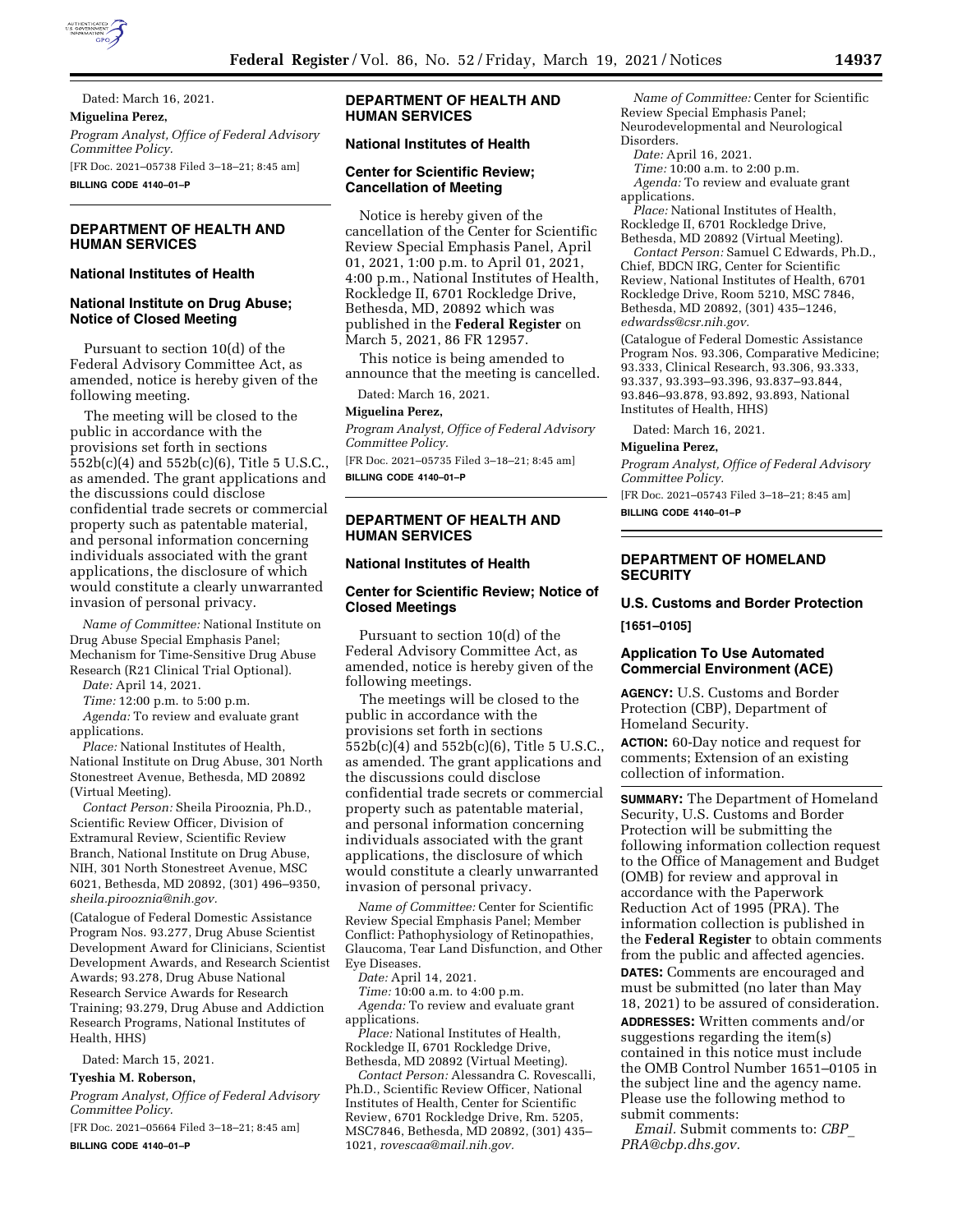Dated: March 16, 2021.

**Miguelina Perez,**

*Program Analyst, Office of Federal Advisory Committee Policy.*

[FR Doc. 2021–05738 Filed 3–18–21; 8:45 am]

**BILLING CODE 4140–01–P**

---

## DEPARTMENT OF HEALTH AND HUMAN SERVICES

### National Institutes of Health

### National Institute on Drug Abuse; Notice of Closed Meeting

Pursuant to section 10(d) of the Federal Advisory Committee Act, as amended, notice is hereby given of the following meeting.

The meeting will be closed to the public in accordance with the provisions set forth in sections 552b(c)(4) and 552b(c)(6), Title 5 U.S.C., as amended. The grant applications and the discussions could disclose confidential trade secrets or commercial property such as patentable material, and personal information concerning individuals associated with the grant applications, the disclosure of which would constitute a clearly unwarranted invasion of personal privacy.

*Name of Committee:* National Institute on Drug Abuse Special Emphasis Panel; Mechanism for Time-Sensitive Drug Abuse Research (R21 Clinical Trial Optional).

*Date:* April 14, 2021.

*Time:* 12:00 p.m. to 5:00 p.m.

*Agenda:* To review and evaluate grant applications.

*Place:* National Institutes of Health, National Institute on Drug Abuse, 301 North Stonestreet Avenue, Bethesda, MD 20892 (Virtual Meeting).

*Contact Person:* Sheila Pirooznia, Ph.D., Scientific Review Officer, Division of Extramural Review, Scientific Review Branch, National Institute on Drug Abuse, NIH, 301 North Stonestreet Avenue, MSC 6021, Bethesda, MD 20892, (301) 496–9350, *sheila.pirooznia@nih.gov.*

(Catalogue of Federal Domestic Assistance Program Nos. 93.277, Drug Abuse Scientist Development Award for Clinicians, Scientist Development Awards, and Research Scientist Awards; 93.278, Drug Abuse National Research Service Awards for Research Training; 93.279, Drug Abuse and Addiction Research Programs, National Institutes of Health, HHS)

Dated: March 15, 2021.

**Tyeshia M. Roberson,**

*Program Analyst, Office of Federal Advisory Committee Policy.*

[FR Doc. 2021–05664 Filed 3–18–21; 8:45 am]

**BILLING CODE 4140–01–P**

---

## DEPARTMENT OF HEALTH AND HUMAN SERVICES

### National Institutes of Health

### Center for Scientific Review; Cancellation of Meeting

Notice is hereby given of the cancellation of the Center for Scientific Review Special Emphasis Panel, April 01, 2021, 1:00 p.m. to April 01, 2021, 4:00 p.m., National Institutes of Health, Rockledge II, 6701 Rockledge Drive, Bethesda, MD, 20892 which was published in the **Federal Register** on March 5, 2021, 86 FR 12957.

This notice is being amended to announce that the meeting is cancelled.

Dated: March 16, 2021.

**Miguelina Perez,**

*Program Analyst, Office of Federal Advisory Committee Policy.*

[FR Doc. 2021–05735 Filed 3–18–21; 8:45 am]

**BILLING CODE 4140–01–P**

---

## DEPARTMENT OF HEALTH AND HUMAN SERVICES

### National Institutes of Health

### Center for Scientific Review; Notice of Closed Meetings

Pursuant to section 10(d) of the Federal Advisory Committee Act, as amended, notice is hereby given of the following meetings.

The meetings will be closed to the public in accordance with the provisions set forth in sections 552b(c)(4) and 552b(c)(6), Title 5 U.S.C., as amended. The grant applications and the discussions could disclose confidential trade secrets or commercial property such as patentable material, and personal information concerning individuals associated with the grant applications, the disclosure of which would constitute a clearly unwarranted invasion of personal privacy.

*Name of Committee:* Center for Scientific Review Special Emphasis Panel; Member Conflict: Pathophysiology of Retinopathies, Glaucoma, Tear Land Disfunction, and Other Eye Diseases.

*Date:* April 14, 2021.

*Time:* 10:00 a.m. to 4:00 p.m.

*Agenda:* To review and evaluate grant applications.

*Place:* National Institutes of Health, Rockledge II, 6701 Rockledge Drive, Bethesda, MD 20892 (Virtual Meeting).

*Contact Person:* Alessandra C. Rovescalli, Ph.D., Scientific Review Officer, National Institutes of Health, Center for Scientific Review, 6701 Rockledge Drive, Rm. 5205, MSC7846, Bethesda, MD 20892, (301) 435–1021, *rovescaa@mail.nih.gov.*

*Name of Committee:* Center for Scientific Review Special Emphasis Panel; Neurodevelopmental and Neurological Disorders.

*Date:* April 16, 2021.

*Time:* 10:00 a.m. to 2:00 p.m.

*Agenda:* To review and evaluate grant applications.

*Place:* National Institutes of Health, Rockledge II, 6701 Rockledge Drive, Bethesda, MD 20892 (Virtual Meeting).

*Contact Person:* Samuel C Edwards, Ph.D., Chief, BDCN IRG, Center for Scientific Review, National Institutes of Health, 6701 Rockledge Drive, Room 5210, MSC 7846, Bethesda, MD 20892, (301) 435–1246, *edwardss@csr.nih.gov.*

(Catalogue of Federal Domestic Assistance Program Nos. 93.306, Comparative Medicine; 93.333, Clinical Research, 93.306, 93.333, 93.337, 93.393–93.396, 93.837–93.844, 93.846–93.878, 93.892, 93.893, National Institutes of Health, HHS)

Dated: March 16, 2021.

**Miguelina Perez,**

*Program Analyst, Office of Federal Advisory Committee Policy.*

[FR Doc. 2021–05743 Filed 3–18–21; 8:45 am]

**BILLING CODE 4140–01–P**

---

## DEPARTMENT OF HOMELAND SECURITY

### U.S. Customs and Border Protection

**[1651–0105]**

### Application To Use Automated Commercial Environment (ACE)

**AGENCY:** U.S. Customs and Border Protection (CBP), Department of Homeland Security.

**ACTION:** 60-Day notice and request for comments; Extension of an existing collection of information.

**SUMMARY:** The Department of Homeland Security, U.S. Customs and Border Protection will be submitting the following information collection request to the Office of Management and Budget (OMB) for review and approval in accordance with the Paperwork Reduction Act of 1995 (PRA). The information collection is published in the **Federal Register** to obtain comments from the public and affected agencies.

**DATES:** Comments are encouraged and must be submitted (no later than May 18, 2021) to be assured of consideration.

**ADDRESSES:** Written comments and/or suggestions regarding the item(s) contained in this notice must include the OMB Control Number 1651–0105 in the subject line and the agency name. Please use the following method to submit comments:

*Email.* Submit comments to: *CBP_PRA@cbp.dhs.gov.*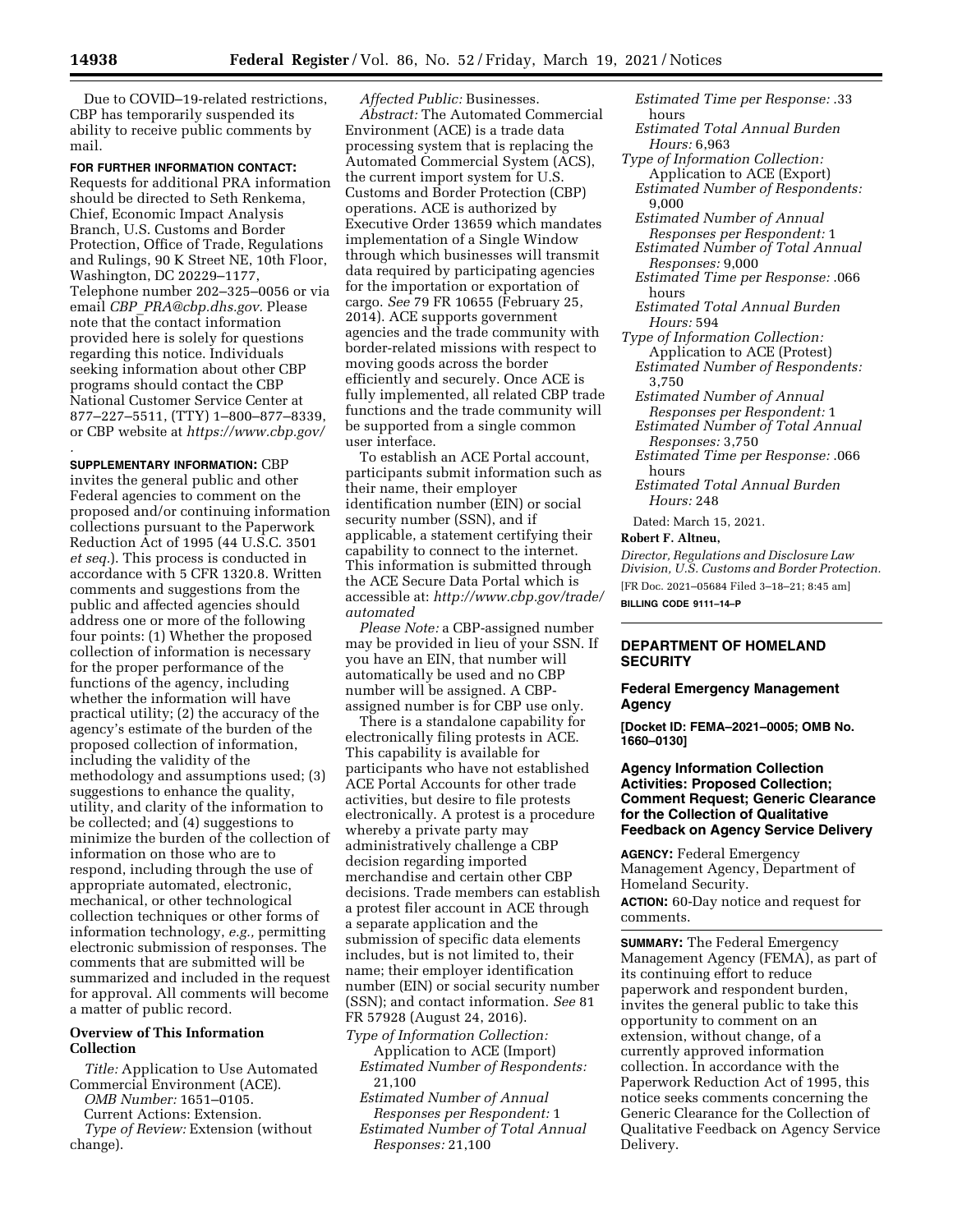Due to COVID–19-related restrictions, CBP has temporarily suspended its ability to receive public comments by mail.

**FOR FURTHER INFORMATION CONTACT:** Requests for additional PRA information should be directed to Seth Renkema, Chief, Economic Impact Analysis Branch, U.S. Customs and Border Protection, Office of Trade, Regulations and Rulings, 90 K Street NE, 10th Floor, Washington, DC 20229–1177, Telephone number 202–325–0056 or via email *CBP_PRA@cbp.dhs.gov.* Please note that the contact information provided here is solely for questions regarding this notice. Individuals seeking information about other CBP programs should contact the CBP National Customer Service Center at 877–227–5511, (TTY) 1–800–877–8339, or CBP website at *https://www.cbp.gov/*.

**SUPPLEMENTARY INFORMATION:** CBP invites the general public and other Federal agencies to comment on the proposed and/or continuing information collections pursuant to the Paperwork Reduction Act of 1995 (44 U.S.C. 3501 *et seq.*). This process is conducted in accordance with 5 CFR 1320.8. Written comments and suggestions from the public and affected agencies should address one or more of the following four points: (1) Whether the proposed collection of information is necessary for the proper performance of the functions of the agency, including whether the information will have practical utility; (2) the accuracy of the agency's estimate of the burden of the proposed collection of information, including the validity of the methodology and assumptions used; (3) suggestions to enhance the quality, utility, and clarity of the information to be collected; and (4) suggestions to minimize the burden of the collection of information on those who are to respond, including through the use of appropriate automated, electronic, mechanical, or other technological collection techniques or other forms of information technology, *e.g.,* permitting electronic submission of responses. The comments that are submitted will be summarized and included in the request for approval. All comments will become a matter of public record.

## Overview of This Information Collection

*Title:* Application to Use Automated Commercial Environment (ACE).

*OMB Number:* 1651–0105.

Current Actions: Extension.

*Type of Review:* Extension (without change).

*Affected Public:* Businesses.

*Abstract:* The Automated Commercial Environment (ACE) is a trade data processing system that is replacing the Automated Commercial System (ACS), the current import system for U.S. Customs and Border Protection (CBP) operations. ACE is authorized by Executive Order 13659 which mandates implementation of a Single Window through which businesses will transmit data required by participating agencies for the importation or exportation of cargo. *See* 79 FR 10655 (February 25, 2014). ACE supports government agencies and the trade community with border-related missions with respect to moving goods across the border efficiently and securely. Once ACE is fully implemented, all related CBP trade functions and the trade community will be supported from a single common user interface.

To establish an ACE Portal account, participants submit information such as their name, their employer identification number (EIN) or social security number (SSN), and if applicable, a statement certifying their capability to connect to the internet. This information is submitted through the ACE Secure Data Portal which is accessible at: *http://www.cbp.gov/trade/automated*

*Please Note:* a CBP-assigned number may be provided in lieu of your SSN. If you have an EIN, that number will automatically be used and no CBP number will be assigned. A CBP-assigned number is for CBP use only.

There is a standalone capability for electronically filing protests in ACE. This capability is available for participants who have not established ACE Portal Accounts for other trade activities, but desire to file protests electronically. A protest is a procedure whereby a private party may administratively challenge a CBP decision regarding imported merchandise and certain other CBP decisions. Trade members can establish a protest filer account in ACE through a separate application and the submission of specific data elements includes, but is not limited to, their name; their employer identification number (EIN) or social security number (SSN); and contact information. *See* 81 FR 57928 (August 24, 2016).

*Type of Information Collection:* Application to ACE (Import)
- *Estimated Number of Respondents:* 21,100
- *Estimated Number of Annual Responses per Respondent:* 1
- *Estimated Number of Total Annual Responses:* 21,100
- *Estimated Time per Response:* .33 hours
- *Estimated Total Annual Burden Hours:* 6,963

*Type of Information Collection:* Application to ACE (Export)
- *Estimated Number of Respondents:* 9,000
- *Estimated Number of Annual Responses per Respondent:* 1
- *Estimated Number of Total Annual Responses:* 9,000
- *Estimated Time per Response:* .066 hours
- *Estimated Total Annual Burden Hours:* 594

*Type of Information Collection:* Application to ACE (Protest)
- *Estimated Number of Respondents:* 3,750
- *Estimated Number of Annual Responses per Respondent:* 1
- *Estimated Number of Total Annual Responses:* 3,750
- *Estimated Time per Response:* .066 hours
- *Estimated Total Annual Burden Hours:* 248

Dated: March 15, 2021.

**Robert F. Altneu,**

*Director, Regulations and Disclosure Law Division, U.S. Customs and Border Protection.*

[FR Doc. 2021–05684 Filed 3–18–21; 8:45 am]

**BILLING CODE 9111–14–P**

## DEPARTMENT OF HOMELAND SECURITY

### Federal Emergency Management Agency

**[Docket ID: FEMA–2021–0005; OMB No. 1660–0130]**

### Agency Information Collection Activities: Proposed Collection; Comment Request; Generic Clearance for the Collection of Qualitative Feedback on Agency Service Delivery

**AGENCY:** Federal Emergency Management Agency, Department of Homeland Security.

**ACTION:** 60-Day notice and request for comments.

**SUMMARY:** The Federal Emergency Management Agency (FEMA), as part of its continuing effort to reduce paperwork and respondent burden, invites the general public to take this opportunity to comment on an extension, without change, of a currently approved information collection. In accordance with the Paperwork Reduction Act of 1995, this notice seeks comments concerning the Generic Clearance for the Collection of Qualitative Feedback on Agency Service Delivery.